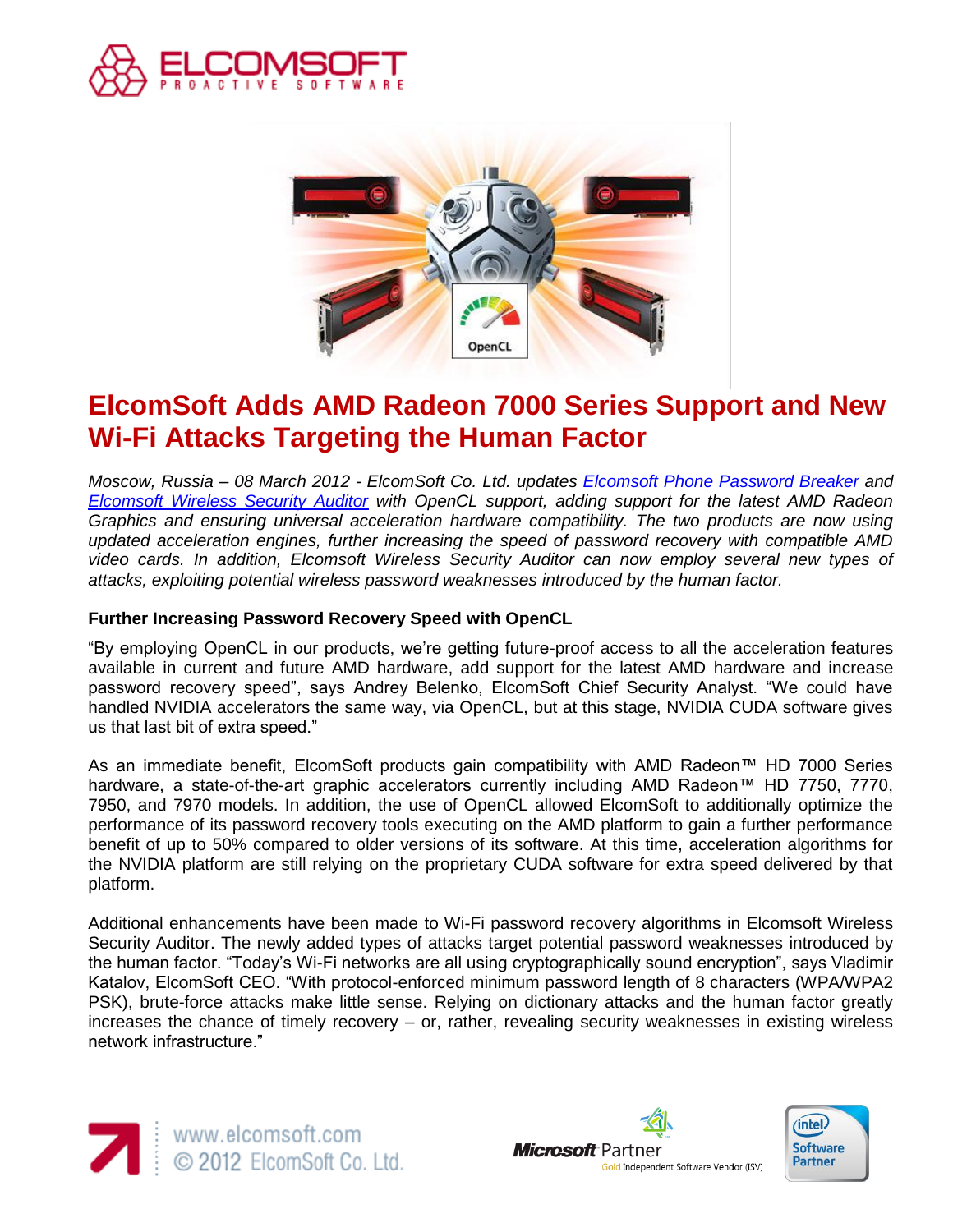# ElcomSoft Adds AMD Radeon 7000 Series Support and New Wi-Fi Attacks Targeting the Human Factor

*Moscow, Russia – 08 March 2012 - ElcomSoft Co. Ltd. updates Elcomsoft Phone Password Breaker and Elcomsoft Wireless Security Auditor with OpenCL support, adding support for the latest AMD Radeon Graphics and ensuring universal acceleration hardware compatibility. The two products are now using updated acceleration engines, further increasing the speed of password recovery with compatible AMD video cards. In addition, Elcomsoft Wireless Security Auditor can now employ several new types of attacks, exploiting potential wireless password weaknesses introduced by the human factor.*

**Further Increasing Password Recovery Speed with OpenCL**

"By employing OpenCL in our products, we're getting future-proof access to all the acceleration features available in current and future AMD hardware, add support for the latest AMD hardware and increase password recovery speed", says Andrey Belenko, ElcomSoft Chief Security Analyst. "We could have handled NVIDIA accelerators the same way, via OpenCL, but at this stage, NVIDIA CUDA software gives us that last bit of extra speed."

As an immediate benefit, ElcomSoft products gain compatibility with AMD Radeon™ HD 7000 Series hardware, a state-of-the-art graphic accelerators currently including AMD Radeon™ HD 7750, 7770, 7950, and 7970 models. In addition, the use of OpenCL allowed ElcomSoft to additionally optimize the performance of its password recovery tools executing on the AMD platform to gain a further performance benefit of up to 50% compared to older versions of its software. At this time, acceleration algorithms for the NVIDIA platform are still relying on the proprietary CUDA software for extra speed delivered by that platform.

Additional enhancements have been made to Wi-Fi password recovery algorithms in Elcomsoft Wireless Security Auditor. The newly added types of attacks target potential password weaknesses introduced by the human factor. "Today's Wi-Fi networks are all using cryptographically sound encryption", says Vladimir Katalov, ElcomSoft CEO. "With protocol-enforced minimum password length of 8 characters (WPA/WPA2 PSK), brute-force attacks make little sense. Relying on dictionary attacks and the human factor greatly increases the chance of timely recovery – or, rather, revealing security weaknesses in existing wireless network infrastructure."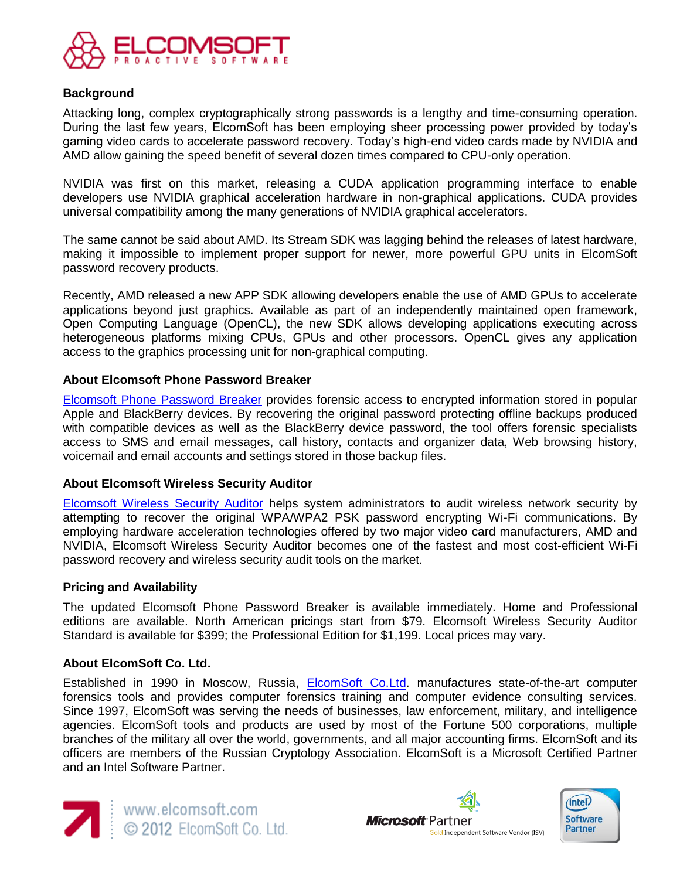### Background

Attacking long, complex cryptographically strong passwords is a lengthy and time-consuming operation. During the last few years, ElcomSoft has been employing sheer processing power provided by today's gaming video cards to accelerate password recovery. Today's high-end video cards made by NVIDIA and AMD allow gaining the speed benefit of several dozen times compared to CPU-only operation.

NVIDIA was first on this market, releasing a CUDA application programming interface to enable developers use NVIDIA graphical acceleration hardware in non-graphical applications. CUDA provides universal compatibility among the many generations of NVIDIA graphical accelerators.

The same cannot be said about AMD. Its Stream SDK was lagging behind the releases of latest hardware, making it impossible to implement proper support for newer, more powerful GPU units in ElcomSoft password recovery products.

Recently, AMD released a new APP SDK allowing developers enable the use of AMD GPUs to accelerate applications beyond just graphics. Available as part of an independently maintained open framework, Open Computing Language (OpenCL), the new SDK allows developing applications executing across heterogeneous platforms mixing CPUs, GPUs and other processors. OpenCL gives any application access to the graphics processing unit for non-graphical computing.

### About Elcomsoft Phone Password Breaker

Elcomsoft Phone Password Breaker provides forensic access to encrypted information stored in popular Apple and BlackBerry devices. By recovering the original password protecting offline backups produced with compatible devices as well as the BlackBerry device password, the tool offers forensic specialists access to SMS and email messages, call history, contacts and organizer data, Web browsing history, voicemail and email accounts and settings stored in those backup files.

### About Elcomsoft Wireless Security Auditor

Elcomsoft Wireless Security Auditor helps system administrators to audit wireless network security by attempting to recover the original WPA/WPA2 PSK password encrypting Wi-Fi communications. By employing hardware acceleration technologies offered by two major video card manufacturers, AMD and NVIDIA, Elcomsoft Wireless Security Auditor becomes one of the fastest and most cost-efficient Wi-Fi password recovery and wireless security audit tools on the market.

### Pricing and Availability

The updated Elcomsoft Phone Password Breaker is available immediately. Home and Professional editions are available. North American pricings start from $79. Elcomsoft Wireless Security Auditor Standard is available for $399; the Professional Edition for $1,199. Local prices may vary.

### About ElcomSoft Co. Ltd.

Established in 1990 in Moscow, Russia, ElcomSoft Co.Ltd. manufactures state-of-the-art computer forensics tools and provides computer forensics training and computer evidence consulting services. Since 1997, ElcomSoft was serving the needs of businesses, law enforcement, military, and intelligence agencies. ElcomSoft tools and products are used by most of the Fortune 500 corporations, multiple branches of the military all over the world, governments, and all major accounting firms. ElcomSoft and its officers are members of the Russian Cryptology Association. ElcomSoft is a Microsoft Certified Partner and an Intel Software Partner.

www.elcomsoft.com
© 2012 ElcomSoft Co. Ltd.

Microsoft Partner
Gold Independent Software Vendor (ISV)

Intel Software Partner